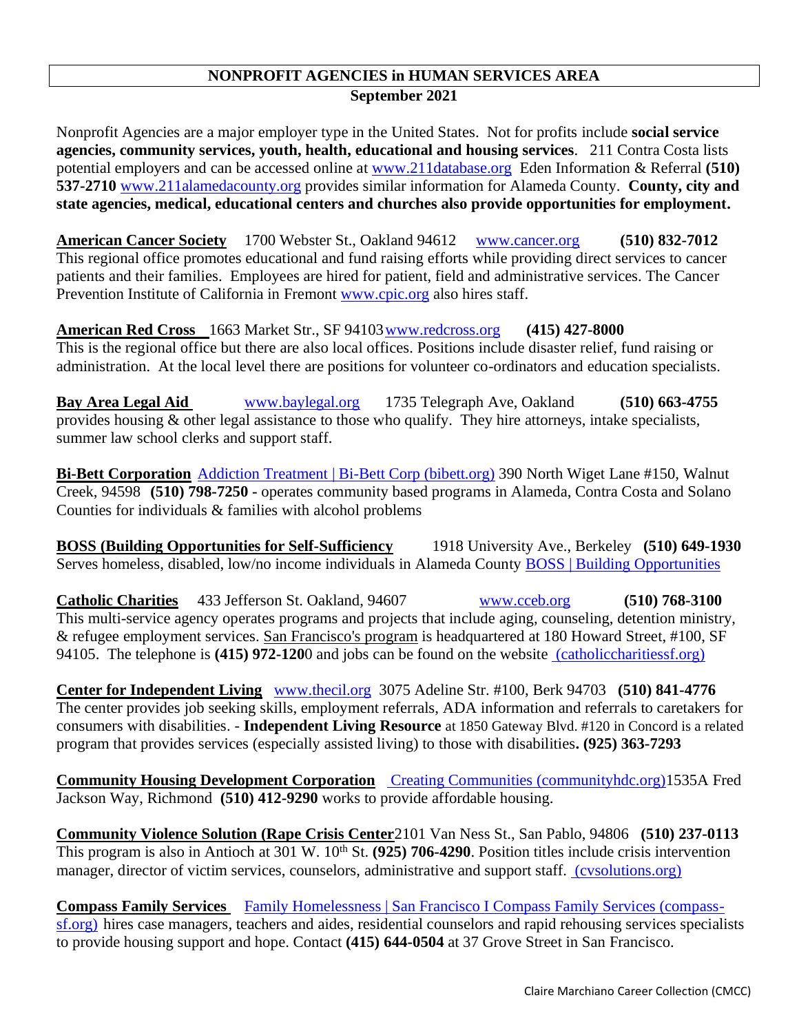# NONPROFIT AGENCIES in HUMAN SERVICES AREA

**September 2021**

Nonprofit Agencies are a major employer type in the United States. Not for profits include **social service agencies, community services, youth, health, educational and housing services**. 211 Contra Costa lists potential employers and can be accessed online at www.211database.org Eden Information & Referral **(510) 537-2710** www.211alamedacounty.org provides similar information for Alameda County. **County, city and state agencies, medical, educational centers and churches also provide opportunities for employment.**

**American Cancer Society** 1700 Webster St., Oakland 94612 www.cancer.org **(510) 832-7012** This regional office promotes educational and fund raising efforts while providing direct services to cancer patients and their families. Employees are hired for patient, field and administrative services. The Cancer Prevention Institute of California in Fremont www.cpic.org also hires staff.

**American Red Cross** 1663 Market Str., SF 94103 www.redcross.org **(415) 427-8000** This is the regional office but there are also local offices. Positions include disaster relief, fund raising or administration. At the local level there are positions for volunteer co-ordinators and education specialists.

**Bay Area Legal Aid** www.baylegal.org 1735 Telegraph Ave, Oakland **(510) 663-4755** provides housing & other legal assistance to those who qualify. They hire attorneys, intake specialists, summer law school clerks and support staff.

**Bi-Bett Corporation** Addiction Treatment | Bi-Bett Corp (bibett.org) 390 North Wiget Lane #150, Walnut Creek, 94598 **(510) 798-7250 -** operates community based programs in Alameda, Contra Costa and Solano Counties for individuals & families with alcohol problems

**BOSS (Building Opportunities for Self-Sufficiency** 1918 University Ave., Berkeley **(510) 649-1930** Serves homeless, disabled, low/no income individuals in Alameda County BOSS | Building Opportunities

**Catholic Charities** 433 Jefferson St. Oakland, 94607 www.cceb.org **(510) 768-3100** This multi-service agency operates programs and projects that include aging, counseling, detention ministry, & refugee employment services. San Francisco's program is headquartered at 180 Howard Street, #100, SF 94105. The telephone is **(415) 972-120**0 and jobs can be found on the website (catholiccharitiessf.org)

**Center for Independent Living** www.thecil.org 3075 Adeline Str. #100, Berk 94703 **(510) 841-4776** The center provides job seeking skills, employment referrals, ADA information and referrals to caretakers for consumers with disabilities. - **Independent Living Resource** at 1850 Gateway Blvd. #120 in Concord is a related program that provides services (especially assisted living) to those with disabilities**. (925) 363-7293**

**Community Housing Development Corporation** Creating Communities (communityhdc.org)1535A Fred Jackson Way, Richmond **(510) 412-9290** works to provide affordable housing.

**Community Violence Solution (Rape Crisis Center**2101 Van Ness St., San Pablo, 94806 **(510) 237-0113** This program is also in Antioch at 301 W. 10th St. **(925) 706-4290**. Position titles include crisis intervention manager, director of victim services, counselors, administrative and support staff. (cvsolutions.org)

**Compass Family Services** Family Homelessness | San Francisco I Compass Family Services (compass-sf.org) hires case managers, teachers and aides, residential counselors and rapid rehousing services specialists to provide housing support and hope. Contact **(415) 644-0504** at 37 Grove Street in San Francisco.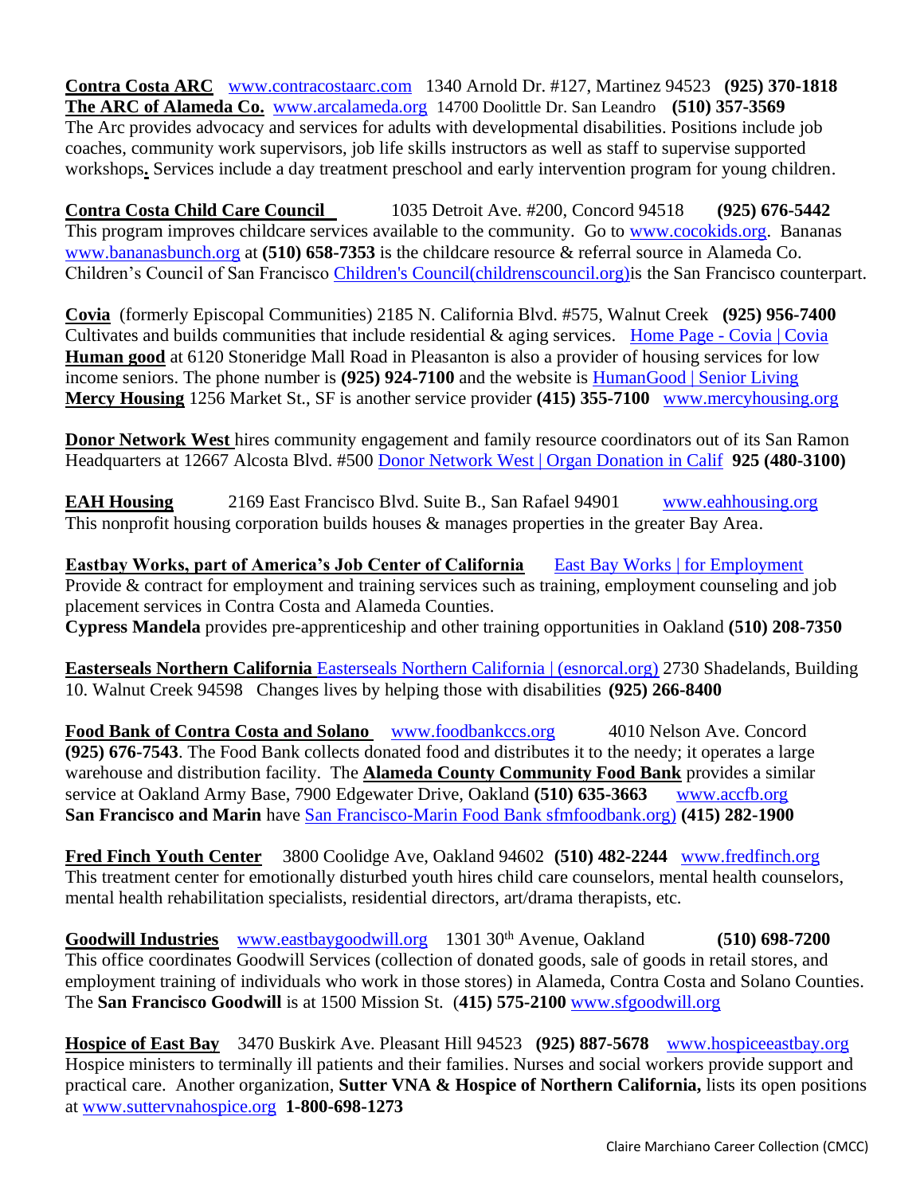**Contra Costa ARC** www.contracostaarc.com 1340 Arnold Dr. #127, Martinez 94523 **(925) 370-1818**
**The ARC of Alameda Co.** www.arcalameda.org 14700 Doolittle Dr. San Leandro **(510) 357-3569**
The Arc provides advocacy and services for adults with developmental disabilities. Positions include job coaches, community work supervisors, job life skills instructors as well as staff to supervise supported workshops**.** Services include a day treatment preschool and early intervention program for young children.

**Contra Costa Child Care Council** 1035 Detroit Ave. #200, Concord 94518 **(925) 676-5442**
This program improves childcare services available to the community. Go to www.cocokids.org. Bananas www.bananasbunch.org at **(510) 658-7353** is the childcare resource & referral source in Alameda Co. Children's Council of San Francisco Children's Council(childrenscouncil.org)is the San Francisco counterpart.

**Covia** (formerly Episcopal Communities) 2185 N. California Blvd. #575, Walnut Creek **(925) 956-7400**
Cultivates and builds communities that include residential & aging services. Home Page - Covia | Covia
**Human good** at 6120 Stoneridge Mall Road in Pleasanton is also a provider of housing services for low income seniors. The phone number is **(925) 924-7100** and the website is HumanGood | Senior Living
**Mercy Housing** 1256 Market St., SF is another service provider **(415) 355-7100** www.mercyhousing.org

**Donor Network West** hires community engagement and family resource coordinators out of its San Ramon Headquarters at 12667 Alcosta Blvd. #500 Donor Network West | Organ Donation in Calif **925 (480-3100)**

**EAH Housing** 2169 East Francisco Blvd. Suite B., San Rafael 94901 www.eahhousing.org
This nonprofit housing corporation builds houses & manages properties in the greater Bay Area.

**Eastbay Works, part of America's Job Center of California** East Bay Works | for Employment
Provide & contract for employment and training services such as training, employment counseling and job placement services in Contra Costa and Alameda Counties.
**Cypress Mandela** provides pre-apprenticeship and other training opportunities in Oakland **(510) 208-7350**

**Easterseals Northern California** Easterseals Northern California | (esnorcal.org) 2730 Shadelands, Building 10. Walnut Creek 94598 Changes lives by helping those with disabilities **(925) 266-8400**

**Food Bank of Contra Costa and Solano** www.foodbankccs.org 4010 Nelson Ave. Concord **(925) 676-7543**. The Food Bank collects donated food and distributes it to the needy; it operates a large warehouse and distribution facility. The **Alameda County Community Food Bank** provides a similar service at Oakland Army Base, 7900 Edgewater Drive, Oakland **(510) 635-3663** www.accfb.org
**San Francisco and Marin** have San Francisco-Marin Food Bank sfmfoodbank.org) **(415) 282-1900**

**Fred Finch Youth Center** 3800 Coolidge Ave, Oakland 94602 **(510) 482-2244** www.fredfinch.org
This treatment center for emotionally disturbed youth hires child care counselors, mental health counselors, mental health rehabilitation specialists, residential directors, art/drama therapists, etc.

**Goodwill Industries** www.eastbaygoodwill.org 1301 30th Avenue, Oakland **(510) 698-7200**
This office coordinates Goodwill Services (collection of donated goods, sale of goods in retail stores, and employment training of individuals who work in those stores) in Alameda, Contra Costa and Solano Counties. The **San Francisco Goodwill** is at 1500 Mission St. (**415) 575-2100** www.sfgoodwill.org

**Hospice of East Bay** 3470 Buskirk Ave. Pleasant Hill 94523 **(925) 887-5678** www.hospiceeastbay.org
Hospice ministers to terminally ill patients and their families. Nurses and social workers provide support and practical care. Another organization, **Sutter VNA & Hospice of Northern California,** lists its open positions at www.suttervnahospice.org **1-800-698-1273**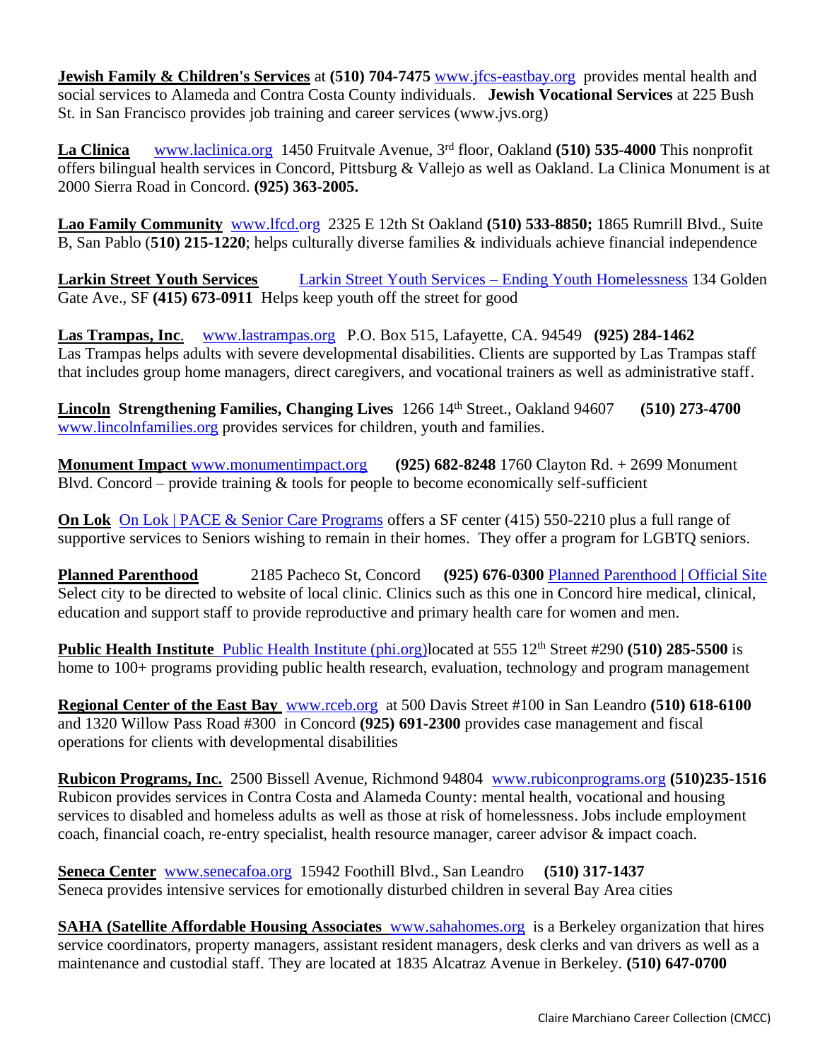**Jewish Family & Children's Services** at **(510) 704-7475** www.jfcs-eastbay.org provides mental health and social services to Alameda and Contra Costa County individuals. **Jewish Vocational Services** at 225 Bush St. in San Francisco provides job training and career services (www.jvs.org)

**La Clinica** www.laclinica.org 1450 Fruitvale Avenue, 3rd floor, Oakland **(510) 535-4000** This nonprofit offers bilingual health services in Concord, Pittsburg & Vallejo as well as Oakland. La Clinica Monument is at 2000 Sierra Road in Concord. **(925) 363-2005.**

**Lao Family Community** www.lfcd.org 2325 E 12th St Oakland **(510) 533-8850;** 1865 Rumrill Blvd., Suite B, San Pablo (**510) 215-1220**; helps culturally diverse families & individuals achieve financial independence

**Larkin Street Youth Services** Larkin Street Youth Services – Ending Youth Homelessness 134 Golden Gate Ave., SF **(415) 673-0911** Helps keep youth off the street for good

**Las Trampas, Inc**. www.lastrampas.org P.O. Box 515, Lafayette, CA. 94549 **(925) 284-1462** Las Trampas helps adults with severe developmental disabilities. Clients are supported by Las Trampas staff that includes group home managers, direct caregivers, and vocational trainers as well as administrative staff.

**Lincoln Strengthening Families, Changing Lives** 1266 14th Street., Oakland 94607 **(510) 273-4700** www.lincolnfamilies.org provides services for children, youth and families.

**Monument Impact** www.monumentimpact.org **(925) 682-8248** 1760 Clayton Rd. + 2699 Monument Blvd. Concord – provide training & tools for people to become economically self-sufficient

**On Lok** On Lok | PACE & Senior Care Programs offers a SF center (415) 550-2210 plus a full range of supportive services to Seniors wishing to remain in their homes. They offer a program for LGBTQ seniors.

**Planned Parenthood** 2185 Pacheco St, Concord **(925) 676-0300** Planned Parenthood | Official Site Select city to be directed to website of local clinic. Clinics such as this one in Concord hire medical, clinical, education and support staff to provide reproductive and primary health care for women and men.

**Public Health Institute** Public Health Institute (phi.org)located at 555 12th Street #290 **(510) 285-5500** is home to 100+ programs providing public health research, evaluation, technology and program management

**Regional Center of the East Bay** www.rceb.org at 500 Davis Street #100 in San Leandro **(510) 618-6100** and 1320 Willow Pass Road #300 in Concord **(925) 691-2300** provides case management and fiscal operations for clients with developmental disabilities

**Rubicon Programs, Inc.** 2500 Bissell Avenue, Richmond 94804 www.rubiconprograms.org **(510)235-1516** Rubicon provides services in Contra Costa and Alameda County: mental health, vocational and housing services to disabled and homeless adults as well as those at risk of homelessness. Jobs include employment coach, financial coach, re-entry specialist, health resource manager, career advisor & impact coach.

**Seneca Center** www.senecafoa.org 15942 Foothill Blvd., San Leandro **(510) 317-1437** Seneca provides intensive services for emotionally disturbed children in several Bay Area cities

**SAHA (Satellite Affordable Housing Associates** www.sahahomes.org is a Berkeley organization that hires service coordinators, property managers, assistant resident managers, desk clerks and van drivers as well as a maintenance and custodial staff. They are located at 1835 Alcatraz Avenue in Berkeley. **(510) 647-0700**

Claire Marchiano Career Collection (CMCC)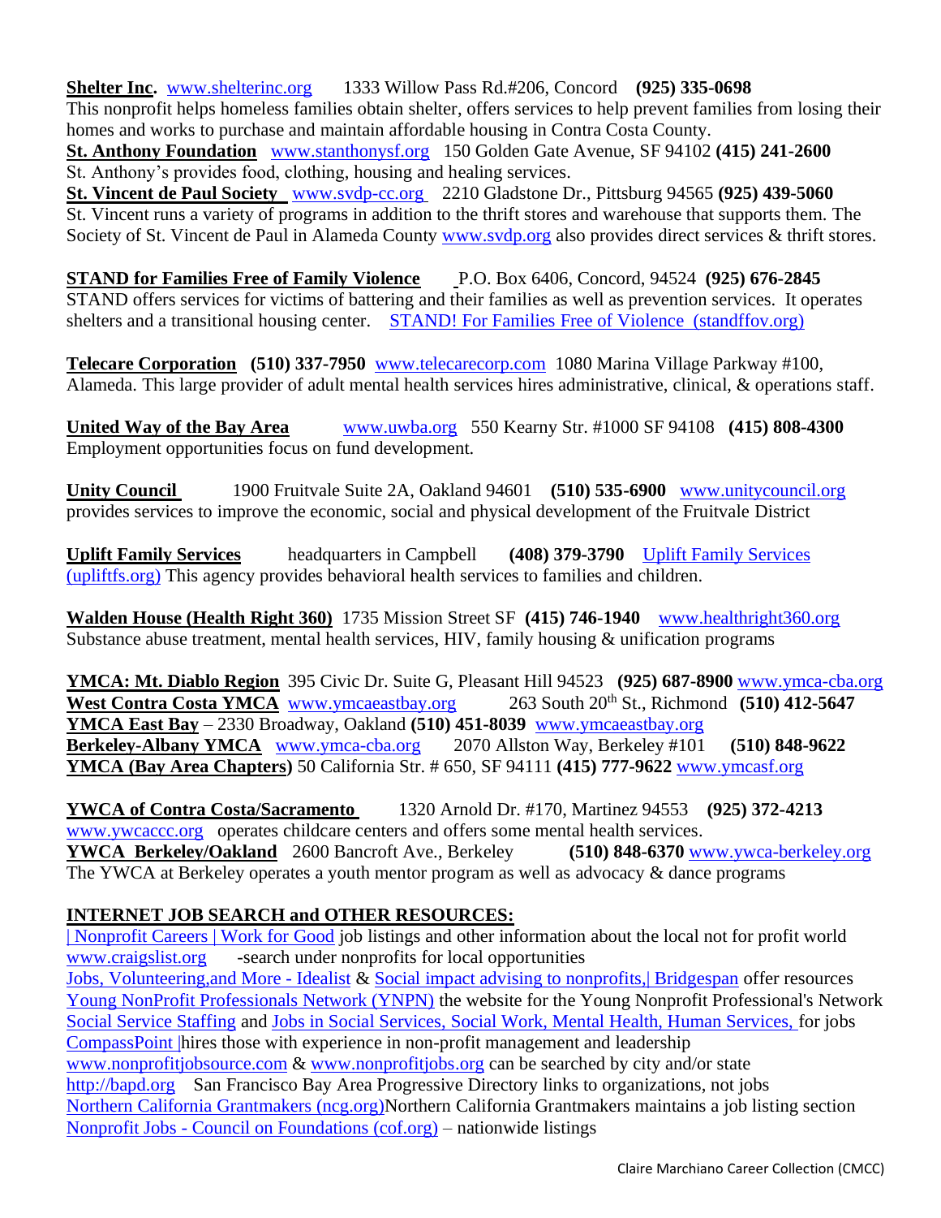**Shelter Inc.** www.shelterinc.org 1333 Willow Pass Rd.#206, Concord **(925) 335-0698**
This nonprofit helps homeless families obtain shelter, offers services to help prevent families from losing their homes and works to purchase and maintain affordable housing in Contra Costa County.
**St. Anthony Foundation** www.stanthonysf.org 150 Golden Gate Avenue, SF 94102 **(415) 241-2600**
St. Anthony's provides food, clothing, housing and healing services.
**St. Vincent de Paul Society** www.svdp-cc.org 2210 Gladstone Dr., Pittsburg 94565 **(925) 439-5060**
St. Vincent runs a variety of programs in addition to the thrift stores and warehouse that supports them. The Society of St. Vincent de Paul in Alameda County www.svdp.org also provides direct services & thrift stores.

**STAND for Families Free of Family Violence** P.O. Box 6406, Concord, 94524 **(925) 676-2845**
STAND offers services for victims of battering and their families as well as prevention services. It operates shelters and a transitional housing center. STAND! For Families Free of Violence (standffov.org)

**Telecare Corporation** **(510) 337-7950** www.telecarecorp.com 1080 Marina Village Parkway #100, Alameda. This large provider of adult mental health services hires administrative, clinical, & operations staff.

**United Way of the Bay Area** www.uwba.org 550 Kearny Str. #1000 SF 94108 **(415) 808-4300**
Employment opportunities focus on fund development.

**Unity Council** 1900 Fruitvale Suite 2A, Oakland 94601 **(510) 535-6900** www.unitycouncil.org
provides services to improve the economic, social and physical development of the Fruitvale District

**Uplift Family Services** headquarters in Campbell **(408) 379-3790** Uplift Family Services (upliftfs.org) This agency provides behavioral health services to families and children.

**Walden House (Health Right 360)** 1735 Mission Street SF **(415) 746-1940** www.healthright360.org
Substance abuse treatment, mental health services, HIV, family housing & unification programs

**YMCA: Mt. Diablo Region** 395 Civic Dr. Suite G, Pleasant Hill 94523 **(925) 687-8900** www.ymca-cba.org
**West Contra Costa YMCA** www.ymcaeastbay.org 263 South 20th St., Richmond **(510) 412-5647**
**YMCA East Bay** – 2330 Broadway, Oakland **(510) 451-8039** www.ymcaeastbay.org
**Berkeley-Albany YMCA** www.ymca-cba.org 2070 Allston Way, Berkeley #101 **(510) 848-9622**
**YMCA (Bay Area Chapters)** 50 California Str. # 650, SF 94111 **(415) 777-9622** www.ymcasf.org

**YWCA of Contra Costa/Sacramento** 1320 Arnold Dr. #170, Martinez 94553 **(925) 372-4213**
www.ywcaccc.org operates childcare centers and offers some mental health services.
**YWCA Berkeley/Oakland** 2600 Bancroft Ave., Berkeley **(510) 848-6370** www.ywca-berkeley.org
The YWCA at Berkeley operates a youth mentor program as well as advocacy & dance programs

**INTERNET JOB SEARCH and OTHER RESOURCES:**

| Nonprofit Careers | Work for Good job listings and other information about the local not for profit world
www.craigslist.org -search under nonprofits for local opportunities
Jobs, Volunteering,and More - Idealist & Social impact advising to nonprofits,| Bridgespan offer resources
Young NonProfit Professionals Network (YNPN) the website for the Young Nonprofit Professional's Network
Social Service Staffing and Jobs in Social Services, Social Work, Mental Health, Human Services, for jobs
CompassPoint |hires those with experience in non-profit management and leadership
www.nonprofitjobsource.com & www.nonprofitjobs.org can be searched by city and/or state
http://bapd.org San Francisco Bay Area Progressive Directory links to organizations, not jobs
Northern California Grantmakers (ncg.org)Northern California Grantmakers maintains a job listing section
Nonprofit Jobs - Council on Foundations (cof.org) – nationwide listings

Claire Marchiano Career Collection (CMCC)